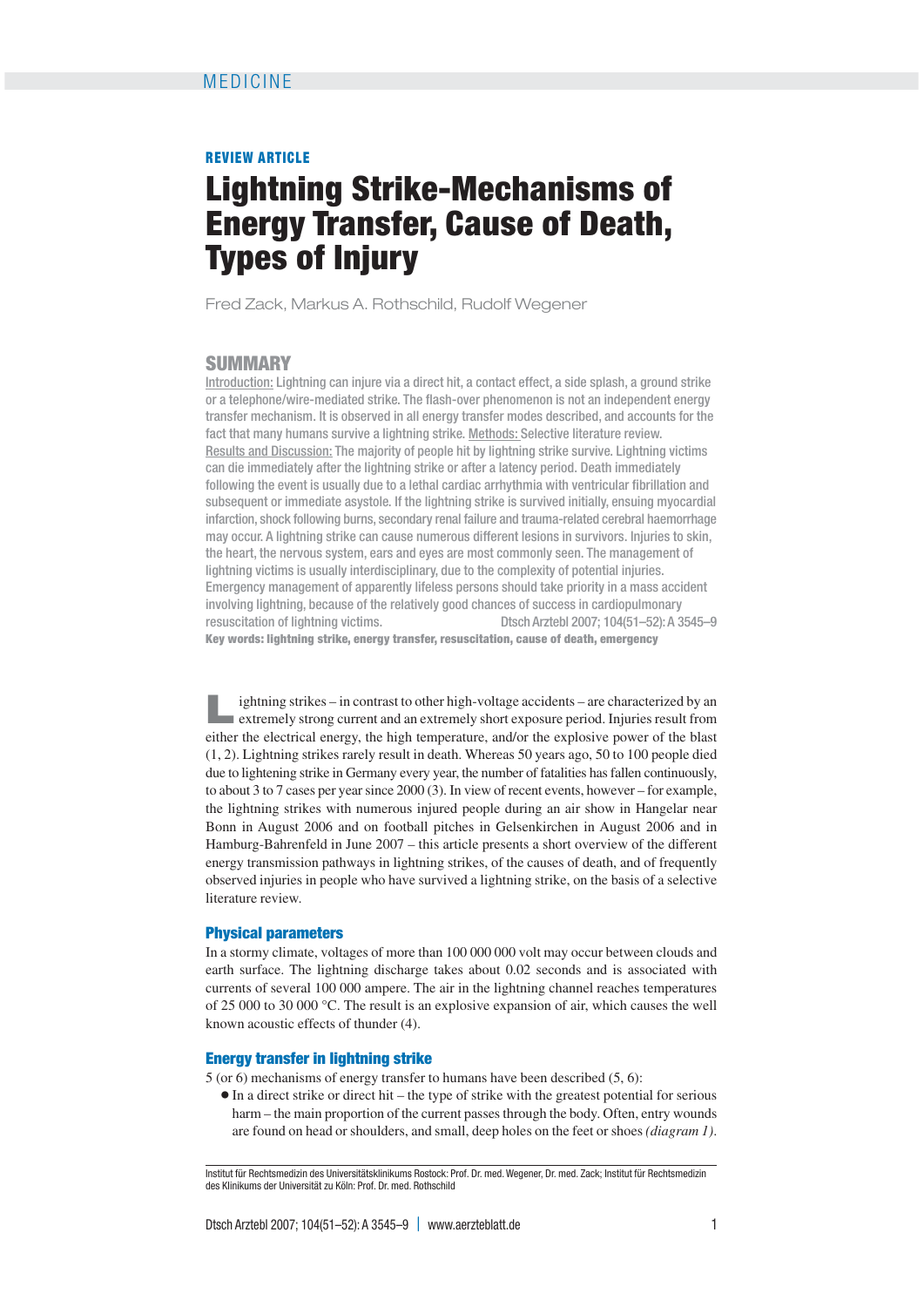MEDICINE

**REVIEW ARTICLE**

# Lightning Strike-Mechanisms of Energy Transfer, Cause of Death, Types of Injury

Fred Zack, Markus A. Rothschild, Rudolf Wegener

## SUMMARY

Introduction: Lightning can injure via a direct hit, a contact effect, a side splash, a ground strike or a telephone/wire-mediated strike. The flash-over phenomenon is not an independent energy transfer mechanism. It is observed in all energy transfer modes described, and accounts for the fact that many humans survive a lightning strike. Methods: Selective literature review.
Results and Discussion: The majority of people hit by lightning strike survive. Lightning victims can die immediately after the lightning strike or after a latency period. Death immediately following the event is usually due to a lethal cardiac arrhythmia with ventricular fibrillation and subsequent or immediate asystole. If the lightning strike is survived initially, ensuing myocardial infarction, shock following burns, secondary renal failure and trauma-related cerebral haemorrhage may occur. A lightning strike can cause numerous different lesions in survivors. Injuries to skin, the heart, the nervous system, ears and eyes are most commonly seen. The management of lightning victims is usually interdisciplinary, due to the complexity of potential injuries. Emergency management of apparently lifeless persons should take priority in a mass accident involving lightning, because of the relatively good chances of success in cardiopulmonary resuscitation of lightning victims. Dtsch Arztebl 2007; 104(51–52): A 3545–9

**Key words: lightning strike, energy transfer, resuscitation, cause of death, emergency**

Lightning strikes – in contrast to other high-voltage accidents – are characterized by an extremely strong current and an extremely short exposure period. Injuries result from either the electrical energy, the high temperature, and/or the explosive power of the blast (1, 2). Lightning strikes rarely result in death. Whereas 50 years ago, 50 to 100 people died due to lightening strike in Germany every year, the number of fatalities has fallen continuously, to about 3 to 7 cases per year since 2000 (3). In view of recent events, however – for example, the lightning strikes with numerous injured people during an air show in Hangelar near Bonn in August 2006 and on football pitches in Gelsenkirchen in August 2006 and in Hamburg-Bahrenfeld in June 2007 – this article presents a short overview of the different energy transmission pathways in lightning strikes, of the causes of death, and of frequently observed injuries in people who have survived a lightning strike, on the basis of a selective literature review.

## Physical parameters

In a stormy climate, voltages of more than 100 000 000 volt may occur between clouds and earth surface. The lightning discharge takes about 0.02 seconds and is associated with currents of several 100 000 ampere. The air in the lightning channel reaches temperatures of 25 000 to 30 000 °C. The result is an explosive expansion of air, which causes the well known acoustic effects of thunder (4).

## Energy transfer in lightning strike

5 (or 6) mechanisms of energy transfer to humans have been described (5, 6):

- In a direct strike or direct hit – the type of strike with the greatest potential for serious harm – the main proportion of the current passes through the body. Often, entry wounds are found on head or shoulders, and small, deep holes on the feet or shoes *(diagram 1)*.

Institut für Rechtsmedizin des Universitätsklinikums Rostock: Prof. Dr. med. Wegener, Dr. med. Zack; Institut für Rechtsmedizin des Klinikums der Universität zu Köln: Prof. Dr. med. Rothschild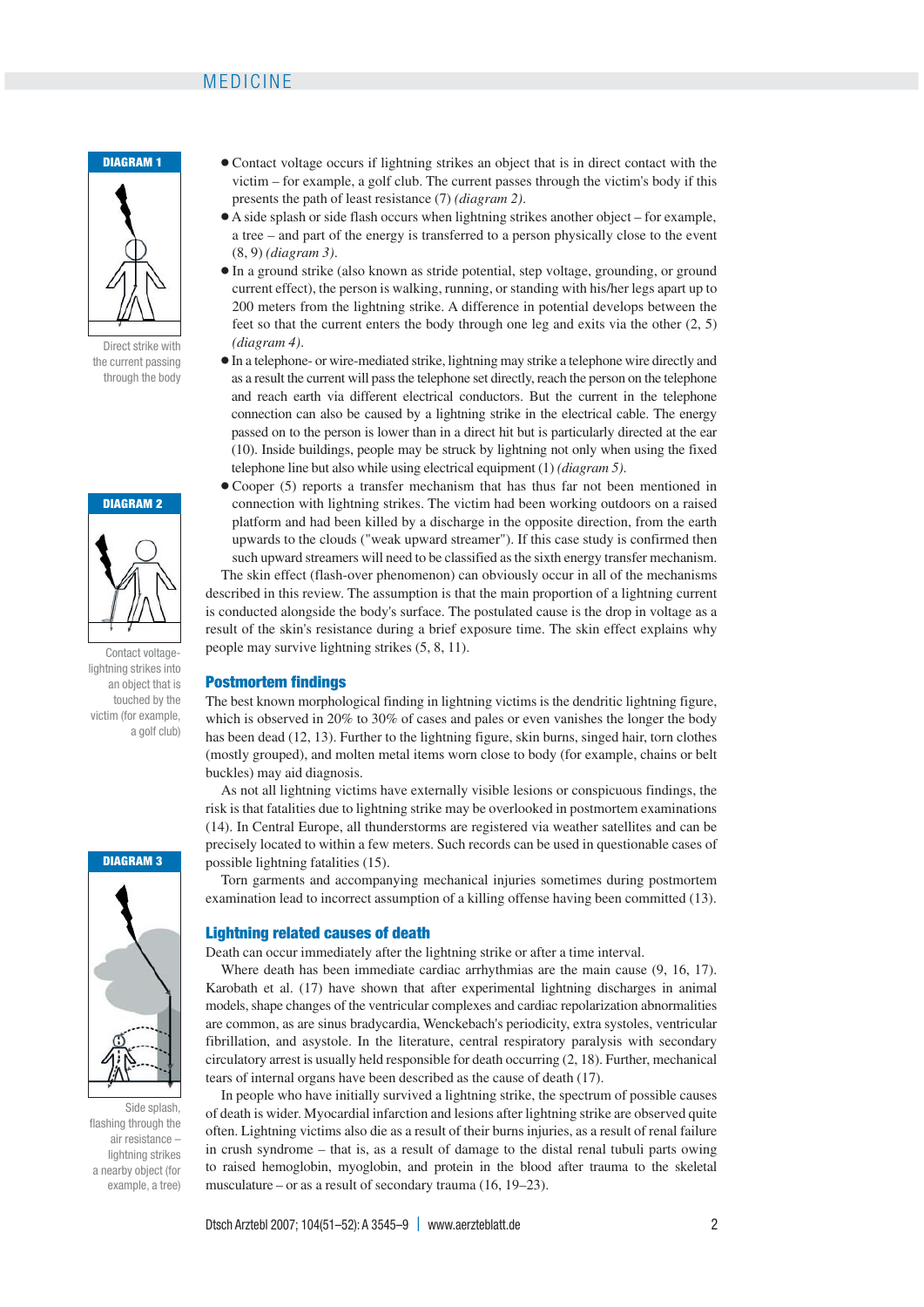**DIAGRAM 1**

Direct strike with the current passing through the body

**DIAGRAM 2**

Contact voltage-lightning strikes into an object that is touched by the victim (for example, a golf club)

**DIAGRAM 3**

Side splash, flashing through the air resistance – lightning strikes a nearby object (for example, a tree)

- Contact voltage occurs if lightning strikes an object that is in direct contact with the victim – for example, a golf club. The current passes through the victim's body if this presents the path of least resistance (7) *(diagram 2)*.
- A side splash or side flash occurs when lightning strikes another object – for example, a tree – and part of the energy is transferred to a person physically close to the event (8, 9) *(diagram 3)*.
- In a ground strike (also known as stride potential, step voltage, grounding, or ground current effect), the person is walking, running, or standing with his/her legs apart up to 200 meters from the lightning strike. A difference in potential develops between the feet so that the current enters the body through one leg and exits via the other (2, 5) *(diagram 4)*.
- In a telephone- or wire-mediated strike, lightning may strike a telephone wire directly and as a result the current will pass the telephone set directly, reach the person on the telephone and reach earth via different electrical conductors. But the current in the telephone connection can also be caused by a lightning strike in the electrical cable. The energy passed on to the person is lower than in a direct hit but is particularly directed at the ear (10). Inside buildings, people may be struck by lightning not only when using the fixed telephone line but also while using electrical equipment (1) *(diagram 5)*.
- Cooper (5) reports a transfer mechanism that has thus far not been mentioned in connection with lightning strikes. The victim had been working outdoors on a raised platform and had been killed by a discharge in the opposite direction, from the earth upwards to the clouds ("weak upward streamer"). If this case study is confirmed then such upward streamers will need to be classified as the sixth energy transfer mechanism.

The skin effect (flash-over phenomenon) can obviously occur in all of the mechanisms described in this review. The assumption is that the main proportion of a lightning current is conducted alongside the body's surface. The postulated cause is the drop in voltage as a result of the skin's resistance during a brief exposure time. The skin effect explains why people may survive lightning strikes (5, 8, 11).

## Postmortem findings

The best known morphological finding in lightning victims is the dendritic lightning figure, which is observed in 20% to 30% of cases and pales or even vanishes the longer the body has been dead (12, 13). Further to the lightning figure, skin burns, singed hair, torn clothes (mostly grouped), and molten metal items worn close to body (for example, chains or belt buckles) may aid diagnosis.

As not all lightning victims have externally visible lesions or conspicuous findings, the risk is that fatalities due to lightning strike may be overlooked in postmortem examinations (14). In Central Europe, all thunderstorms are registered via weather satellites and can be precisely located to within a few meters. Such records can be used in questionable cases of possible lightning fatalities (15).

Torn garments and accompanying mechanical injuries sometimes during postmortem examination lead to incorrect assumption of a killing offense having been committed (13).

## Lightning related causes of death

Death can occur immediately after the lightning strike or after a time interval.

Where death has been immediate cardiac arrhythmias are the main cause (9, 16, 17). Karobath et al. (17) have shown that after experimental lightning discharges in animal models, shape changes of the ventricular complexes and cardiac repolarization abnormalities are common, as are sinus bradycardia, Wenckebach's periodicity, extra systoles, ventricular fibrillation, and asystole. In the literature, central respiratory paralysis with secondary circulatory arrest is usually held responsible for death occurring (2, 18). Further, mechanical tears of internal organs have been described as the cause of death (17).

In people who have initially survived a lightning strike, the spectrum of possible causes of death is wider. Myocardial infarction and lesions after lightning strike are observed quite often. Lightning victims also die as a result of their burns injuries, as a result of renal failure in crush syndrome – that is, as a result of damage to the distal renal tubuli parts owing to raised hemoglobin, myoglobin, and protein in the blood after trauma to the skeletal musculature – or as a result of secondary trauma (16, 19–23).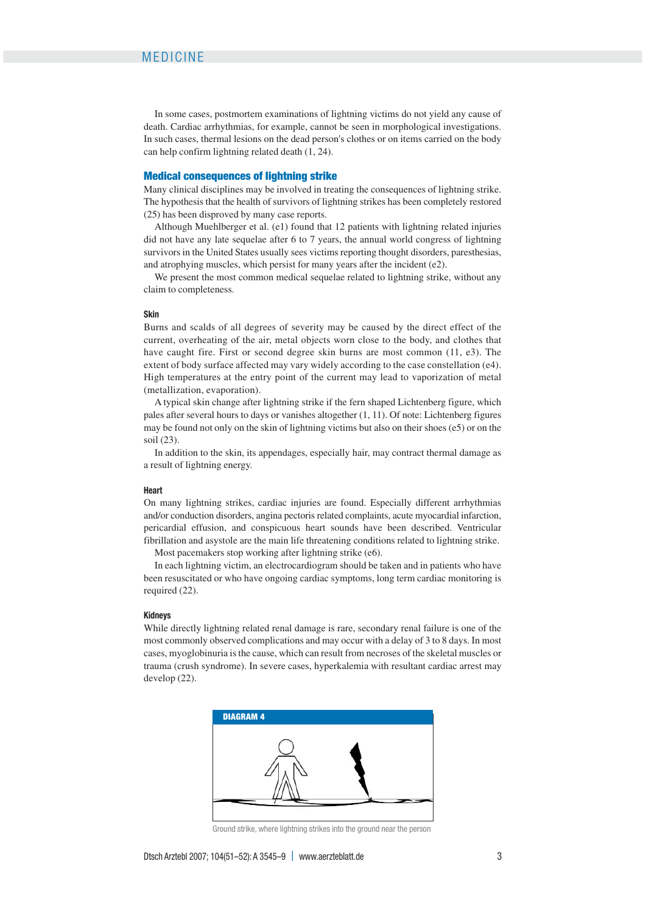In some cases, postmortem examinations of lightning victims do not yield any cause of death. Cardiac arrhythmias, for example, cannot be seen in morphological investigations. In such cases, thermal lesions on the dead person's clothes or on items carried on the body can help confirm lightning related death (1, 24).

## Medical consequences of lightning strike

Many clinical disciplines may be involved in treating the consequences of lightning strike. The hypothesis that the health of survivors of lightning strikes has been completely restored (25) has been disproved by many case reports.

Although Muehlberger et al. (e1) found that 12 patients with lightning related injuries did not have any late sequelae after 6 to 7 years, the annual world congress of lightning survivors in the United States usually sees victims reporting thought disorders, paresthesias, and atrophying muscles, which persist for many years after the incident (e2).

We present the most common medical sequelae related to lightning strike, without any claim to completeness.

### Skin

Burns and scalds of all degrees of severity may be caused by the direct effect of the current, overheating of the air, metal objects worn close to the body, and clothes that have caught fire. First or second degree skin burns are most common (11, e3). The extent of body surface affected may vary widely according to the case constellation (e4). High temperatures at the entry point of the current may lead to vaporization of metal (metallization, evaporation).

A typical skin change after lightning strike if the fern shaped Lichtenberg figure, which pales after several hours to days or vanishes altogether (1, 11). Of note: Lichtenberg figures may be found not only on the skin of lightning victims but also on their shoes (e5) or on the soil (23).

In addition to the skin, its appendages, especially hair, may contract thermal damage as a result of lightning energy.

### Heart

On many lightning strikes, cardiac injuries are found. Especially different arrhythmias and/or conduction disorders, angina pectoris related complaints, acute myocardial infarction, pericardial effusion, and conspicuous heart sounds have been described. Ventricular fibrillation and asystole are the main life threatening conditions related to lightning strike.

Most pacemakers stop working after lightning strike (e6).

In each lightning victim, an electrocardiogram should be taken and in patients who have been resuscitated or who have ongoing cardiac symptoms, long term cardiac monitoring is required (22).

### Kidneys

While directly lightning related renal damage is rare, secondary renal failure is one of the most commonly observed complications and may occur with a delay of 3 to 8 days. In most cases, myoglobinuria is the cause, which can result from necroses of the skeletal muscles or trauma (crush syndrome). In severe cases, hyperkalemia with resultant cardiac arrest may develop (22).

**DIAGRAM 4**

Ground strike, where lightning strikes into the ground near the person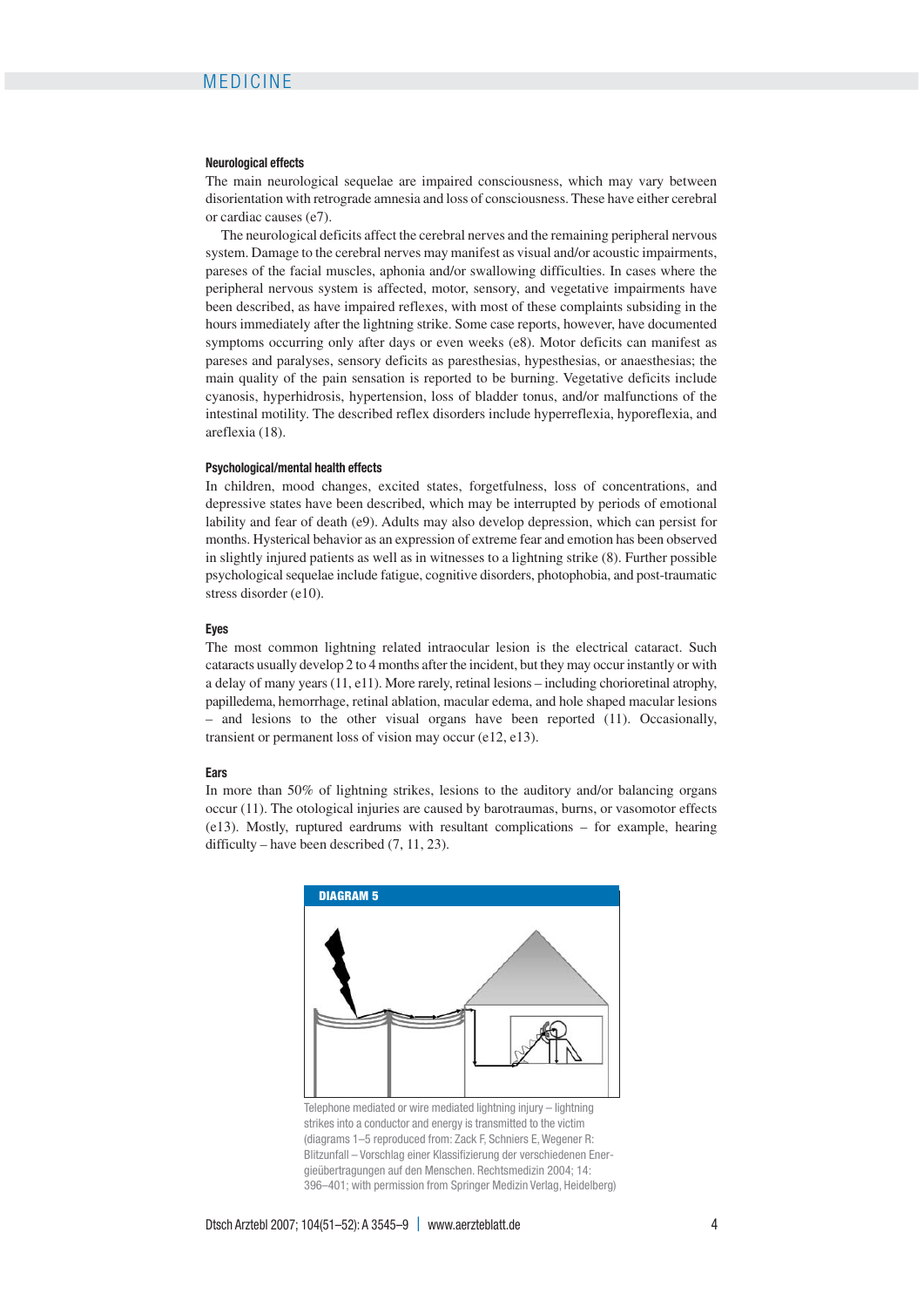#### Neurological effects

The main neurological sequelae are impaired consciousness, which may vary between disorientation with retrograde amnesia and loss of consciousness. These have either cerebral or cardiac causes (e7).

The neurological deficits affect the cerebral nerves and the remaining peripheral nervous system. Damage to the cerebral nerves may manifest as visual and/or acoustic impairments, pareses of the facial muscles, aphonia and/or swallowing difficulties. In cases where the peripheral nervous system is affected, motor, sensory, and vegetative impairments have been described, as have impaired reflexes, with most of these complaints subsiding in the hours immediately after the lightning strike. Some case reports, however, have documented symptoms occurring only after days or even weeks (e8). Motor deficits can manifest as pareses and paralyses, sensory deficits as paresthesias, hypesthesias, or anaesthesias; the main quality of the pain sensation is reported to be burning. Vegetative deficits include cyanosis, hyperhidrosis, hypertension, loss of bladder tonus, and/or malfunctions of the intestinal motility. The described reflex disorders include hyperreflexia, hyporeflexia, and areflexia (18).

#### Psychological/mental health effects

In children, mood changes, excited states, forgetfulness, loss of concentrations, and depressive states have been described, which may be interrupted by periods of emotional lability and fear of death (e9). Adults may also develop depression, which can persist for months. Hysterical behavior as an expression of extreme fear and emotion has been observed in slightly injured patients as well as in witnesses to a lightning strike (8). Further possible psychological sequelae include fatigue, cognitive disorders, photophobia, and post-traumatic stress disorder (e10).

#### Eyes

The most common lightning related intraocular lesion is the electrical cataract. Such cataracts usually develop 2 to 4 months after the incident, but they may occur instantly or with a delay of many years (11, e11). More rarely, retinal lesions – including chorioretinal atrophy, papilledema, hemorrhage, retinal ablation, macular edema, and hole shaped macular lesions – and lesions to the other visual organs have been reported (11). Occasionally, transient or permanent loss of vision may occur (e12, e13).

#### Ears

In more than 50% of lightning strikes, lesions to the auditory and/or balancing organs occur (11). The otological injuries are caused by barotraumas, burns, or vasomotor effects (e13). Mostly, ruptured eardrums with resultant complications – for example, hearing difficulty – have been described (7, 11, 23).

**DIAGRAM 5**

Telephone mediated or wire mediated lightning injury – lightning strikes into a conductor and energy is transmitted to the victim (diagrams 1–5 reproduced from: Zack F, Schniers E, Wegener R: Blitzunfall – Vorschlag einer Klassifizierung der verschiedenen Energieübertragungen auf den Menschen. Rechtsmedizin 2004; 14: 396–401; with permission from Springer Medizin Verlag, Heidelberg)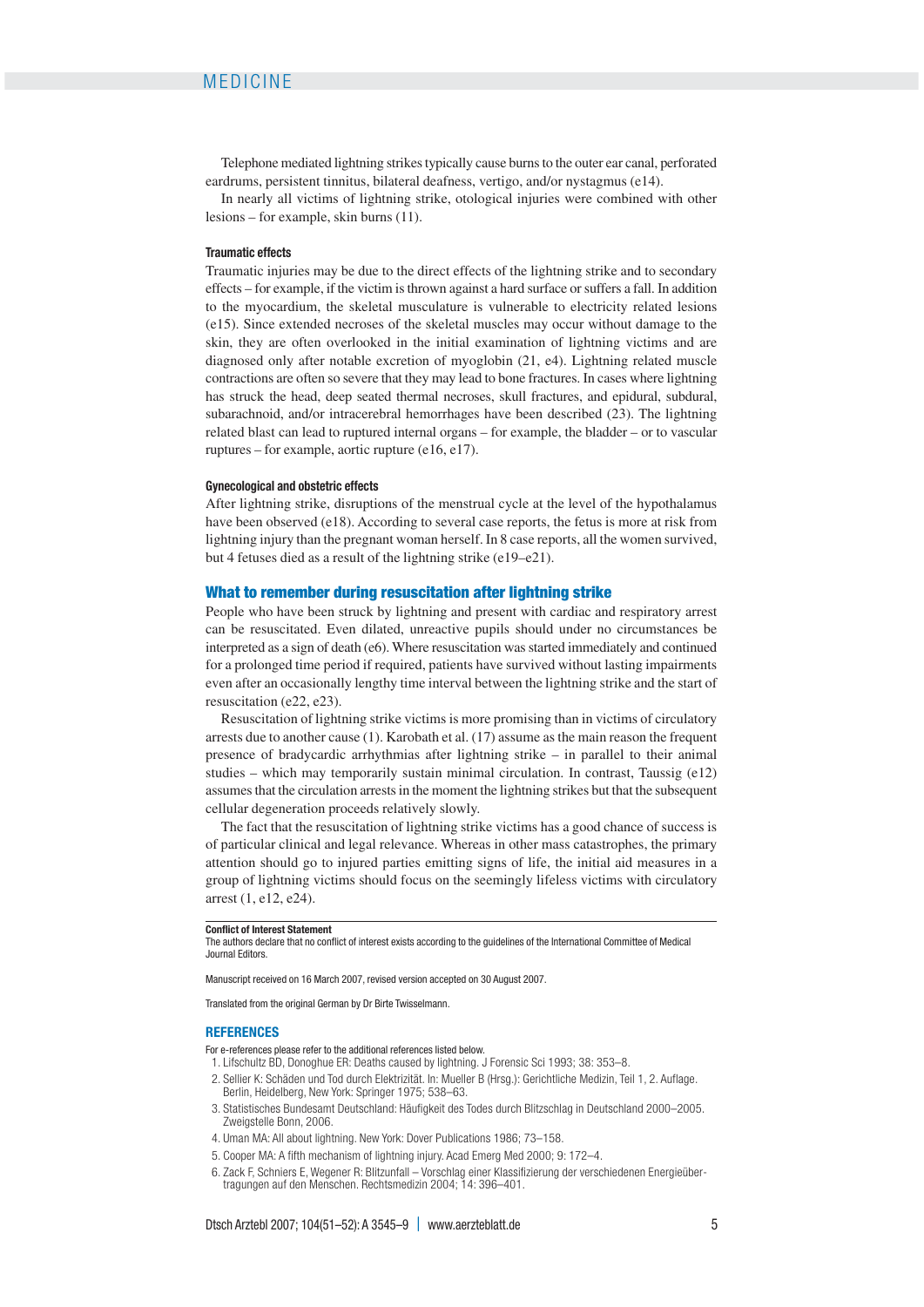Telephone mediated lightning strikes typically cause burns to the outer ear canal, perforated eardrums, persistent tinnitus, bilateral deafness, vertigo, and/or nystagmus (e14).

In nearly all victims of lightning strike, otological injuries were combined with other lesions – for example, skin burns (11).

#### Traumatic effects

Traumatic injuries may be due to the direct effects of the lightning strike and to secondary effects – for example, if the victim is thrown against a hard surface or suffers a fall. In addition to the myocardium, the skeletal musculature is vulnerable to electricity related lesions (e15). Since extended necroses of the skeletal muscles may occur without damage to the skin, they are often overlooked in the initial examination of lightning victims and are diagnosed only after notable excretion of myoglobin (21, e4). Lightning related muscle contractions are often so severe that they may lead to bone fractures. In cases where lightning has struck the head, deep seated thermal necroses, skull fractures, and epidural, subdural, subarachnoid, and/or intracerebral hemorrhages have been described (23). The lightning related blast can lead to ruptured internal organs – for example, the bladder – or to vascular ruptures – for example, aortic rupture (e16, e17).

#### Gynecological and obstetric effects

After lightning strike, disruptions of the menstrual cycle at the level of the hypothalamus have been observed (e18). According to several case reports, the fetus is more at risk from lightning injury than the pregnant woman herself. In 8 case reports, all the women survived, but 4 fetuses died as a result of the lightning strike (e19–e21).

## What to remember during resuscitation after lightning strike

People who have been struck by lightning and present with cardiac and respiratory arrest can be resuscitated. Even dilated, unreactive pupils should under no circumstances be interpreted as a sign of death (e6). Where resuscitation was started immediately and continued for a prolonged time period if required, patients have survived without lasting impairments even after an occasionally lengthy time interval between the lightning strike and the start of resuscitation (e22, e23).

Resuscitation of lightning strike victims is more promising than in victims of circulatory arrests due to another cause (1). Karobath et al. (17) assume as the main reason the frequent presence of bradycardic arrhythmias after lightning strike – in parallel to their animal studies – which may temporarily sustain minimal circulation. In contrast, Taussig (e12) assumes that the circulation arrests in the moment the lightning strikes but that the subsequent cellular degeneration proceeds relatively slowly.

The fact that the resuscitation of lightning strike victims has a good chance of success is of particular clinical and legal relevance. Whereas in other mass catastrophes, the primary attention should go to injured parties emitting signs of life, the initial aid measures in a group of lightning victims should focus on the seemingly lifeless victims with circulatory arrest (1, e12, e24).

**Conflict of Interest Statement**
The authors declare that no conflict of interest exists according to the guidelines of the International Committee of Medical Journal Editors.

Manuscript received on 16 March 2007, revised version accepted on 30 August 2007.

Translated from the original German by Dr Birte Twisselmann.

## REFERENCES

For e-references please refer to the additional references listed below.

1. Lifschultz BD, Donoghue ER: Deaths caused by lightning. J Forensic Sci 1993; 38: 353–8.
2. Sellier K: Schäden und Tod durch Elektrizität. In: Mueller B (Hrsg.): Gerichtliche Medizin, Teil 1, 2. Auflage. Berlin, Heidelberg, New York: Springer 1975; 538–63.
3. Statistisches Bundesamt Deutschland: Häufigkeit des Todes durch Blitzschlag in Deutschland 2000–2005. Zweigstelle Bonn, 2006.
4. Uman MA: All about lightning. New York: Dover Publications 1986; 73–158.
5. Cooper MA: A fifth mechanism of lightning injury. Acad Emerg Med 2000; 9: 172–4.
6. Zack F, Schniers E, Wegener R: Blitzunfall – Vorschlag einer Klassifizierung der verschiedenen Energieübertragungen auf den Menschen. Rechtsmedizin 2004; 14: 396–401.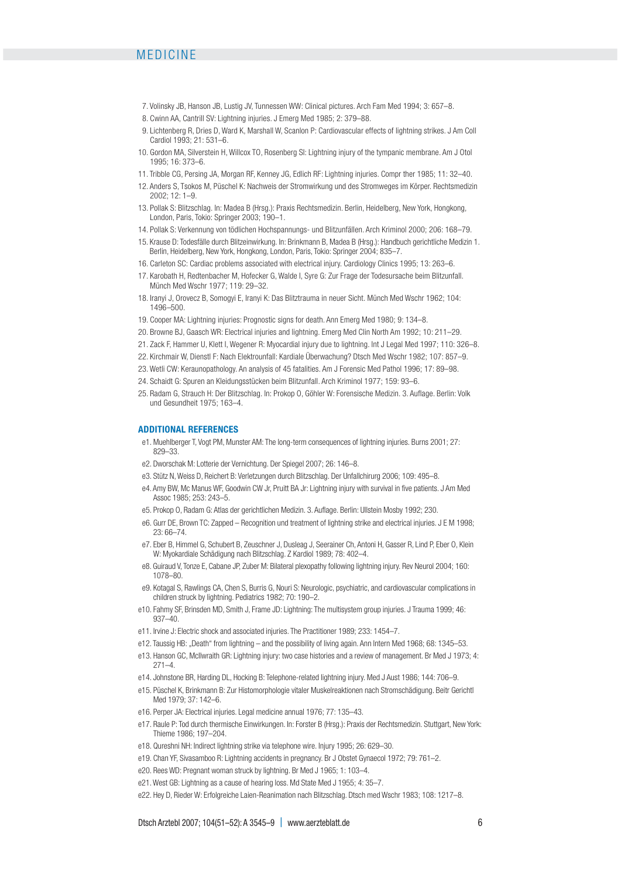7. Volinsky JB, Hanson JB, Lustig JV, Tunnessen WW: Clinical pictures. Arch Fam Med 1994; 3: 657–8.
8. Cwinn AA, Cantrill SV: Lightning injuries. J Emerg Med 1985; 2: 379–88.
9. Lichtenberg R, Dries D, Ward K, Marshall W, Scanlon P: Cardiovascular effects of lightning strikes. J Am Coll Cardiol 1993; 21: 531–6.
10. Gordon MA, Silverstein H, Willcox TO, Rosenberg SI: Lightning injury of the tympanic membrane. Am J Otol 1995; 16: 373–6.
11. Tribble CG, Persing JA, Morgan RF, Kenney JG, Edlich RF: Lightning injuries. Compr ther 1985; 11: 32–40.
12. Anders S, Tsokos M, Püschel K: Nachweis der Stromwirkung und des Stromweges im Körper. Rechtsmedizin 2002; 12: 1–9.
13. Pollak S: Blitzschlag. In: Madea B (Hrsg.): Praxis Rechtsmedizin. Berlin, Heidelberg, New York, Hongkong, London, Paris, Tokio: Springer 2003; 190–1.
14. Pollak S: Verkennung von tödlichen Hochspannungs- und Blitzunfällen. Arch Kriminol 2000; 206: 168–79.
15. Krause D: Todesfälle durch Blitzeinwirkung. In: Brinkmann B, Madea B (Hrsg.): Handbuch gerichtliche Medizin 1. Berlin, Heidelberg, New York, Hongkong, London, Paris, Tokio: Springer 2004; 835–7.
16. Carleton SC: Cardiac problems associated with electrical injury. Cardiology Clinics 1995; 13: 263–6.
17. Karobath H, Redtenbacher M, Hofecker G, Walde I, Syre G: Zur Frage der Todesursache beim Blitzunfall. Münch Med Wschr 1977; 119: 29–32.
18. Iranyi J, Orovecz B, Somogyi E, Iranyi K: Das Blitztrauma in neuer Sicht. Münch Med Wschr 1962; 104: 1496–500.
19. Cooper MA: Lightning injuries: Prognostic signs for death. Ann Emerg Med 1980; 9: 134–8.
20. Browne BJ, Gaasch WR: Electrical injuries and lightning. Emerg Med Clin North Am 1992; 10: 211–29.
21. Zack F, Hammer U, Klett I, Wegener R: Myocardial injury due to lightning. Int J Legal Med 1997; 110: 326–8.
22. Kirchmair W, Dienstl F: Nach Elektrounfall: Kardiale Überwachung? Dtsch Med Wschr 1982; 107: 857–9.
23. Wetli CW: Keraunopathology. An analysis of 45 fatalities. Am J Forensic Med Pathol 1996; 17: 89–98.
24. Schaidt G: Spuren an Kleidungsstücken beim Blitzunfall. Arch Kriminol 1977; 159: 93–6.
25. Radam G, Strauch H: Der Blitzschlag. In: Prokop O, Göhler W: Forensische Medizin. 3. Auflage. Berlin: Volk und Gesundheit 1975; 163–4.

## ADDITIONAL REFERENCES

e1. Muehlberger T, Vogt PM, Munster AM: The long-term consequences of lightning injuries. Burns 2001; 27: 829–33.
e2. Dworschak M: Lotterie der Vernichtung. Der Spiegel 2007; 26: 146–8.
e3. Stütz N, Weiss D, Reichert B: Verletzungen durch Blitzschlag. Der Unfallchirurg 2006; 109: 495–8.
e4. Amy BW, Mc Manus WF, Goodwin CW Jr, Pruitt BA Jr: Lightning injury with survival in five patients. J Am Med Assoc 1985; 253: 243–5.
e5. Prokop O, Radam G: Atlas der gerichtlichen Medizin. 3. Auflage. Berlin: Ullstein Mosby 1992; 230.
e6. Gurr DE, Brown TC: Zapped – Recognition und treatment of lightning strike and electrical injuries. J E M 1998; 23: 66–74.
e7. Eber B, Himmel G, Schubert B, Zeuschner J, Dusleag J, Seerainer Ch, Antoni H, Gasser R, Lind P, Eber O, Klein W: Myokardiale Schädigung nach Blitzschlag. Z Kardiol 1989; 78: 402–4.
e8. Guiraud V, Tonze E, Cabane JP, Zuber M: Bilateral plexopathy following lightning injury. Rev Neurol 2004; 160: 1078–80.
e9. Kotagal S, Rawlings CA, Chen S, Burris G, Nouri S: Neurologic, psychiatric, and cardiovascular complications in children struck by lightning. Pediatrics 1982; 70: 190–2.
e10. Fahmy SF, Brinsden MD, Smith J, Frame JD: Lightning: The multisystem group injuries. J Trauma 1999; 46: 937–40.
e11. Irvine J: Electric shock and associated injuries. The Practitioner 1989; 233: 1454–7.
e12. Taussig HB: „Death" from lightning – and the possibility of living again. Ann Intern Med 1968; 68: 1345–53.
e13. Hanson GC, McIlwraith GR: Lightning injury: two case histories and a review of management. Br Med J 1973; 4: 271–4.
e14. Johnstone BR, Harding DL, Hocking B: Telephone-related lightning injury. Med J Aust 1986; 144: 706–9.
e15. Püschel K, Brinkmann B: Zur Histomorphologie vitaler Muskelreaktionen nach Stromschädigung. Beitr Gerichtl Med 1979; 37: 142–6.
e16. Perper JA: Electrical injuries. Legal medicine annual 1976; 77: 135–43.
e17. Raule P: Tod durch thermische Einwirkungen. In: Forster B (Hrsg.): Praxis der Rechtsmedizin. Stuttgart, New York: Thieme 1986; 197–204.
e18. Qureshni NH: Indirect lightning strike via telephone wire. Injury 1995; 26: 629–30.
e19. Chan YF, Sivasamboo R: Lightning accidents in pregnancy. Br J Obstet Gynaecol 1972; 79: 761–2.
e20. Rees WD: Pregnant woman struck by lightning. Br Med J 1965; 1: 103–4.
e21. West GB: Lightning as a cause of hearing loss. Md State Med J 1955; 4: 35–7.
e22. Hey D, Rieder W: Erfolgreiche Laien-Reanimation nach Blitzschlag. Dtsch med Wschr 1983; 108: 1217–8.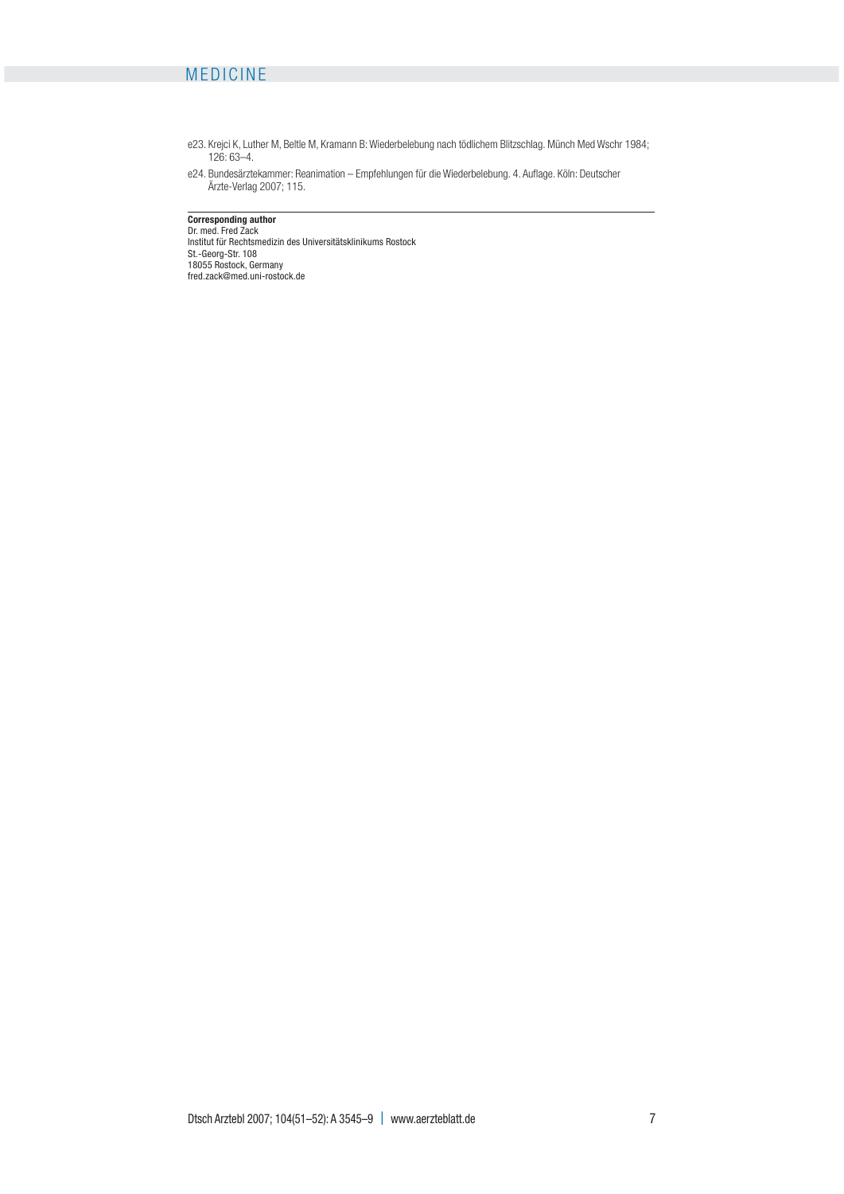e23. Krejci K, Luther M, Beltle M, Kramann B: Wiederbelebung nach tödlichem Blitzschlag. Münch Med Wschr 1984; 126: 63–4.

e24. Bundesärztekammer: Reanimation – Empfehlungen für die Wiederbelebung. 4. Auflage. Köln: Deutscher Ärzte-Verlag 2007; 115.

---

**Corresponding author**
Dr. med. Fred Zack
Institut für Rechtsmedizin des Universitätsklinikums Rostock
St.-Georg-Str. 108
18055 Rostock, Germany
fred.zack@med.uni-rostock.de